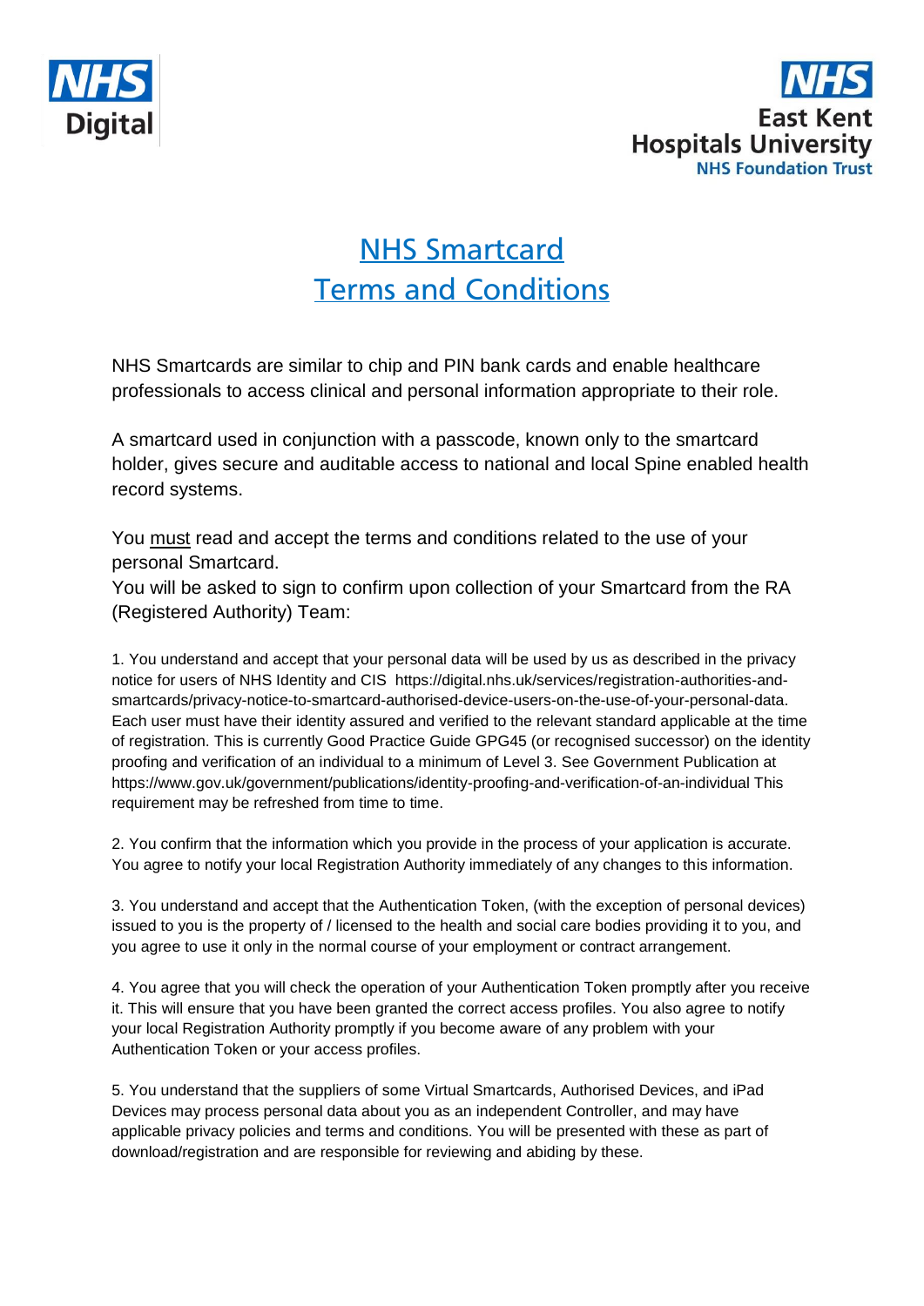NHS Digital

NHS East Kent Hospitals University NHS Foundation Trust

# NHS Smartcard Terms and Conditions

NHS Smartcards are similar to chip and PIN bank cards and enable healthcare professionals to access clinical and personal information appropriate to their role.

A smartcard used in conjunction with a passcode, known only to the smartcard holder, gives secure and auditable access to national and local Spine enabled health record systems.

You <u>must</u> read and accept the terms and conditions related to the use of your personal Smartcard.
You will be asked to sign to confirm upon collection of your Smartcard from the RA (Registered Authority) Team:

1. You understand and accept that your personal data will be used by us as described in the privacy notice for users of NHS Identity and CIS https://digital.nhs.uk/services/registration-authorities-and-smartcards/privacy-notice-to-smartcard-authorised-device-users-on-the-use-of-your-personal-data. Each user must have their identity assured and verified to the relevant standard applicable at the time of registration. This is currently Good Practice Guide GPG45 (or recognised successor) on the identity proofing and verification of an individual to a minimum of Level 3. See Government Publication at https://www.gov.uk/government/publications/identity-proofing-and-verification-of-an-individual This requirement may be refreshed from time to time.

2. You confirm that the information which you provide in the process of your application is accurate. You agree to notify your local Registration Authority immediately of any changes to this information.

3. You understand and accept that the Authentication Token, (with the exception of personal devices) issued to you is the property of / licensed to the health and social care bodies providing it to you, and you agree to use it only in the normal course of your employment or contract arrangement.

4. You agree that you will check the operation of your Authentication Token promptly after you receive it. This will ensure that you have been granted the correct access profiles. You also agree to notify your local Registration Authority promptly if you become aware of any problem with your Authentication Token or your access profiles.

5. You understand that the suppliers of some Virtual Smartcards, Authorised Devices, and iPad Devices may process personal data about you as an independent Controller, and may have applicable privacy policies and terms and conditions. You will be presented with these as part of download/registration and are responsible for reviewing and abiding by these.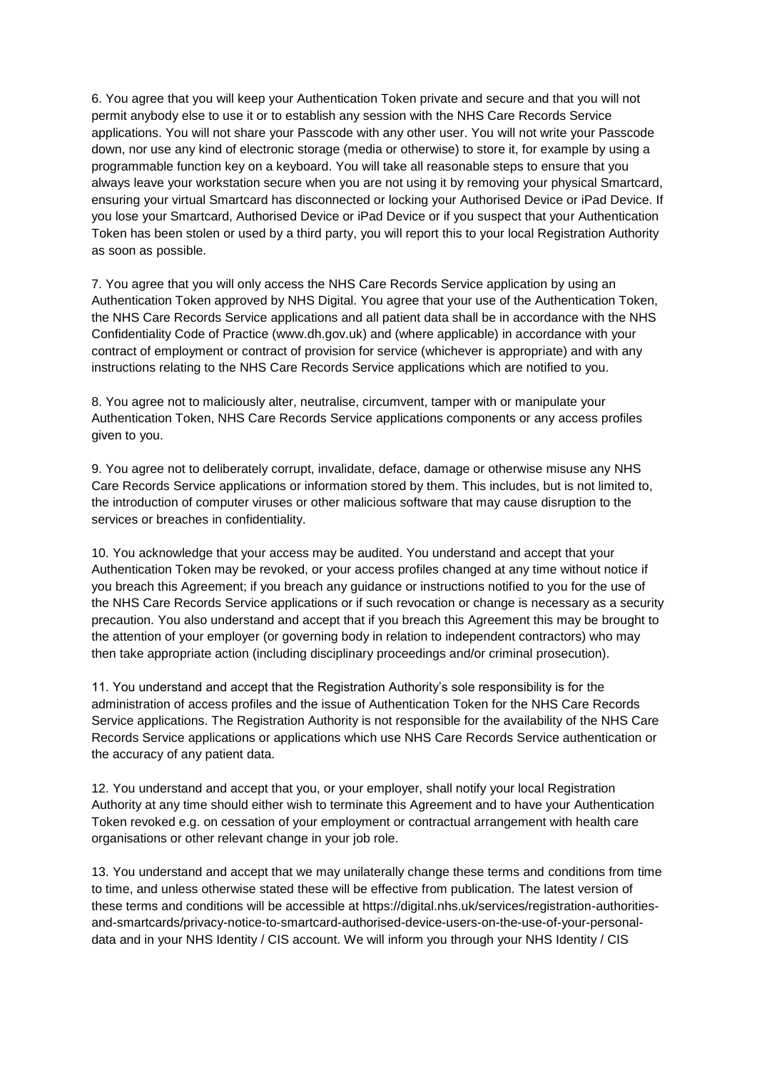6. You agree that you will keep your Authentication Token private and secure and that you will not permit anybody else to use it or to establish any session with the NHS Care Records Service applications. You will not share your Passcode with any other user. You will not write your Passcode down, nor use any kind of electronic storage (media or otherwise) to store it, for example by using a programmable function key on a keyboard. You will take all reasonable steps to ensure that you always leave your workstation secure when you are not using it by removing your physical Smartcard, ensuring your virtual Smartcard has disconnected or locking your Authorised Device or iPad Device. If you lose your Smartcard, Authorised Device or iPad Device or if you suspect that your Authentication Token has been stolen or used by a third party, you will report this to your local Registration Authority as soon as possible.

7. You agree that you will only access the NHS Care Records Service application by using an Authentication Token approved by NHS Digital. You agree that your use of the Authentication Token, the NHS Care Records Service applications and all patient data shall be in accordance with the NHS Confidentiality Code of Practice (www.dh.gov.uk) and (where applicable) in accordance with your contract of employment or contract of provision for service (whichever is appropriate) and with any instructions relating to the NHS Care Records Service applications which are notified to you.

8. You agree not to maliciously alter, neutralise, circumvent, tamper with or manipulate your Authentication Token, NHS Care Records Service applications components or any access profiles given to you.

9. You agree not to deliberately corrupt, invalidate, deface, damage or otherwise misuse any NHS Care Records Service applications or information stored by them. This includes, but is not limited to, the introduction of computer viruses or other malicious software that may cause disruption to the services or breaches in confidentiality.

10. You acknowledge that your access may be audited. You understand and accept that your Authentication Token may be revoked, or your access profiles changed at any time without notice if you breach this Agreement; if you breach any guidance or instructions notified to you for the use of the NHS Care Records Service applications or if such revocation or change is necessary as a security precaution. You also understand and accept that if you breach this Agreement this may be brought to the attention of your employer (or governing body in relation to independent contractors) who may then take appropriate action (including disciplinary proceedings and/or criminal prosecution).

11. You understand and accept that the Registration Authority's sole responsibility is for the administration of access profiles and the issue of Authentication Token for the NHS Care Records Service applications. The Registration Authority is not responsible for the availability of the NHS Care Records Service applications or applications which use NHS Care Records Service authentication or the accuracy of any patient data.

12. You understand and accept that you, or your employer, shall notify your local Registration Authority at any time should either wish to terminate this Agreement and to have your Authentication Token revoked e.g. on cessation of your employment or contractual arrangement with health care organisations or other relevant change in your job role.

13. You understand and accept that we may unilaterally change these terms and conditions from time to time, and unless otherwise stated these will be effective from publication. The latest version of these terms and conditions will be accessible at https://digital.nhs.uk/services/registration-authorities-and-smartcards/privacy-notice-to-smartcard-authorised-device-users-on-the-use-of-your-personal-data and in your NHS Identity / CIS account. We will inform you through your NHS Identity / CIS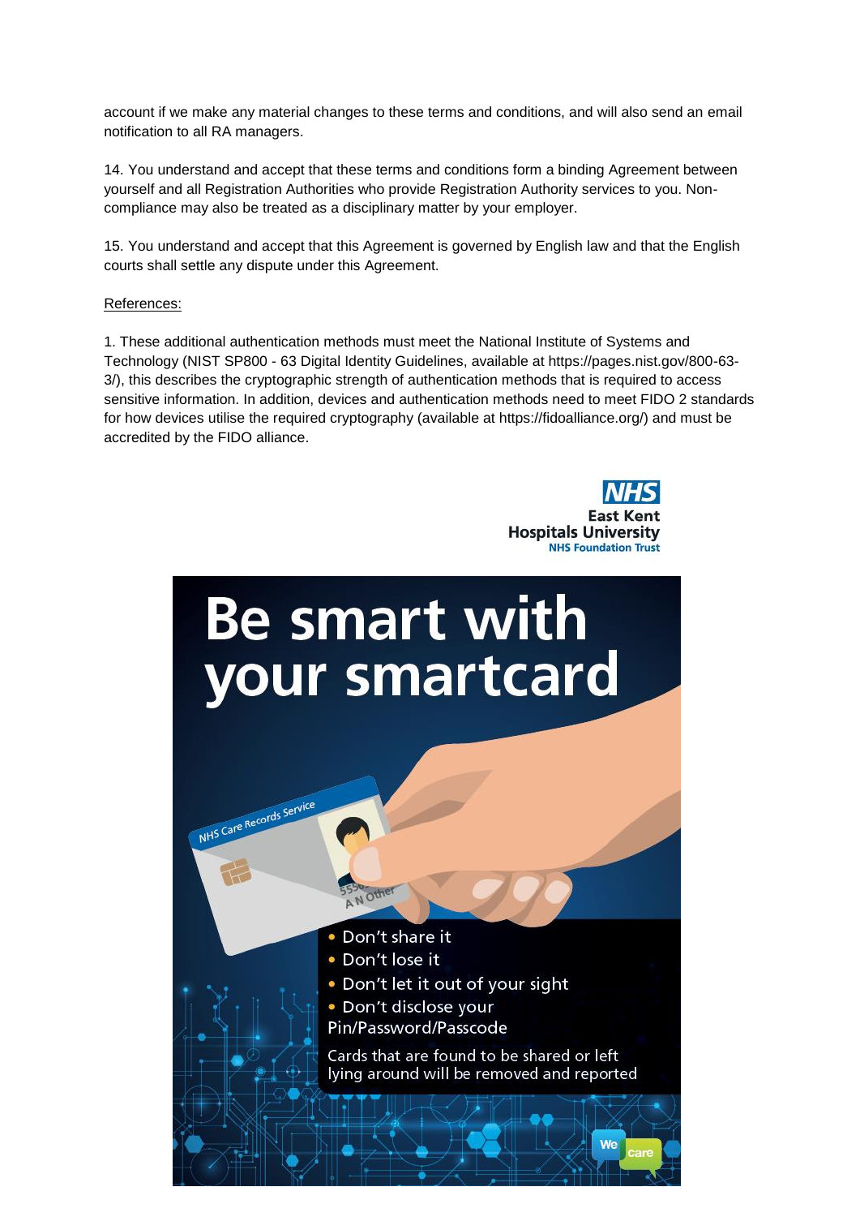account if we make any material changes to these terms and conditions, and will also send an email notification to all RA managers.

14. You understand and accept that these terms and conditions form a binding Agreement between yourself and all Registration Authorities who provide Registration Authority services to you. Non-compliance may also be treated as a disciplinary matter by your employer.

15. You understand and accept that this Agreement is governed by English law and that the English courts shall settle any dispute under this Agreement.

References:

1. These additional authentication methods must meet the National Institute of Systems and Technology (NIST SP800 - 63 Digital Identity Guidelines, available at https://pages.nist.gov/800-63-3/), this describes the cryptographic strength of authentication methods that is required to access sensitive information. In addition, devices and authentication methods need to meet FIDO 2 standards for how devices utilise the required cryptography (available at https://fidoalliance.org/) and must be accredited by the FIDO alliance.

NHS
East Kent
Hospitals University
NHS Foundation Trust

# Be smart with your smartcard

- Don't share it
- Don't lose it
- Don't let it out of your sight
- Don't disclose your Pin/Password/Passcode

Cards that are found to be shared or left lying around will be removed and reported

We care